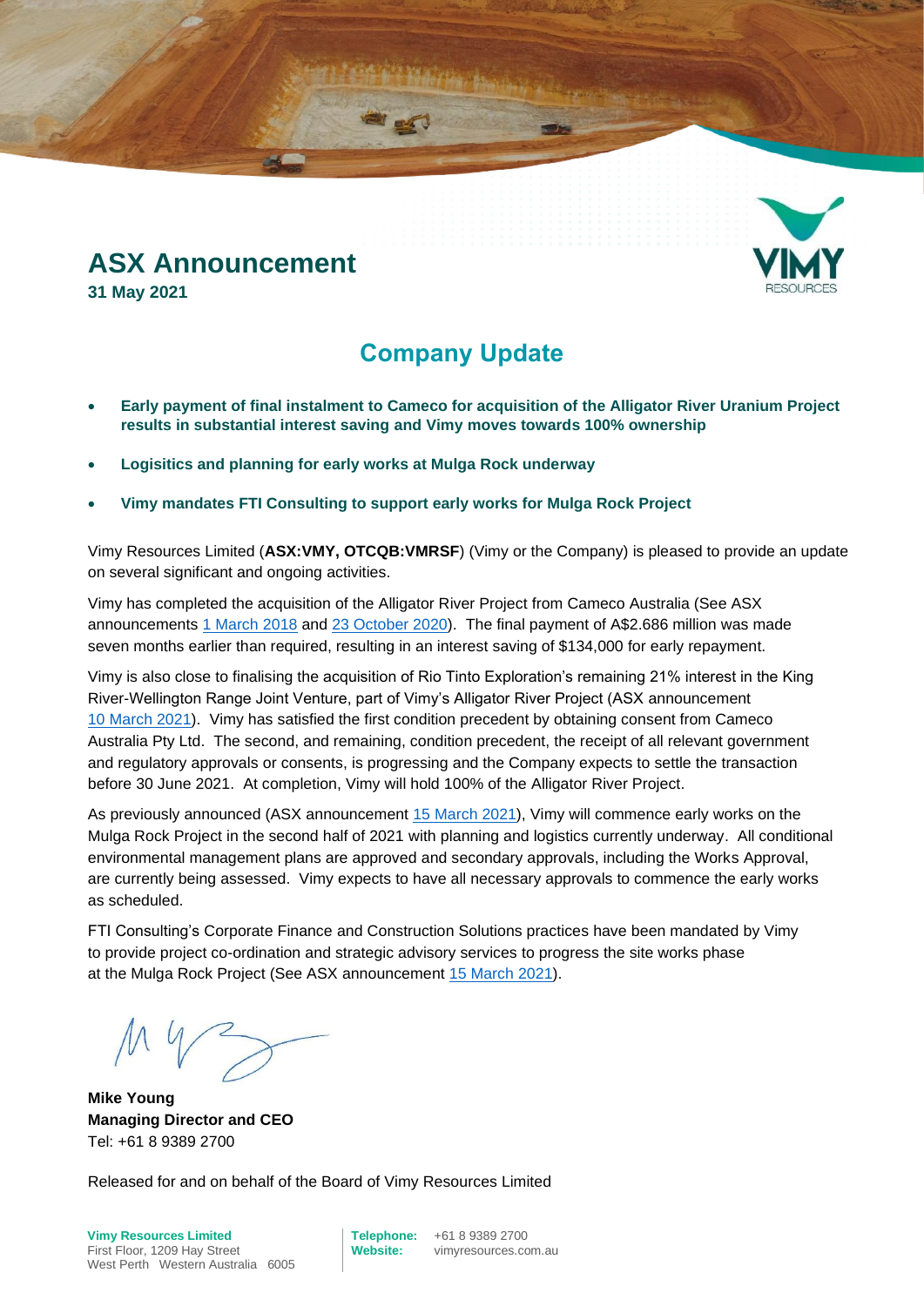# ASX Announcement

**31 May 2021**

## Company Update

- **Early payment of final instalment to Cameco for acquisition of the Alligator River Uranium Project results in substantial interest saving and Vimy moves towards 100% ownership**
- **Logisitics and planning for early works at Mulga Rock underway**
- **Vimy mandates FTI Consulting to support early works for Mulga Rock Project**

Vimy Resources Limited (**ASX:VMY, OTCQB:VMRSF**) (Vimy or the Company) is pleased to provide an update on several significant and ongoing activities.

Vimy has completed the acquisition of the Alligator River Project from Cameco Australia (See ASX announcements 1 March 2018 and 23 October 2020). The final payment of A$2.686 million was made seven months earlier than required, resulting in an interest saving of $134,000 for early repayment.

Vimy is also close to finalising the acquisition of Rio Tinto Exploration's remaining 21% interest in the King River-Wellington Range Joint Venture, part of Vimy's Alligator River Project (ASX announcement 10 March 2021). Vimy has satisfied the first condition precedent by obtaining consent from Cameco Australia Pty Ltd. The second, and remaining, condition precedent, the receipt of all relevant government and regulatory approvals or consents, is progressing and the Company expects to settle the transaction before 30 June 2021. At completion, Vimy will hold 100% of the Alligator River Project.

As previously announced (ASX announcement 15 March 2021), Vimy will commence early works on the Mulga Rock Project in the second half of 2021 with planning and logistics currently underway. All conditional environmental management plans are approved and secondary approvals, including the Works Approval, are currently being assessed. Vimy expects to have all necessary approvals to commence the early works as scheduled.

FTI Consulting's Corporate Finance and Construction Solutions practices have been mandated by Vimy to provide project co-ordination and strategic advisory services to progress the site works phase at the Mulga Rock Project (See ASX announcement 15 March 2021).

**Mike Young**
**Managing Director and CEO**
Tel: +61 8 9389 2700

Released for and on behalf of the Board of Vimy Resources Limited

**Vimy Resources Limited**
First Floor, 1209 Hay Street
West Perth Western Australia 6005

**Telephone:** +61 8 9389 2700
**Website:** vimyresources.com.au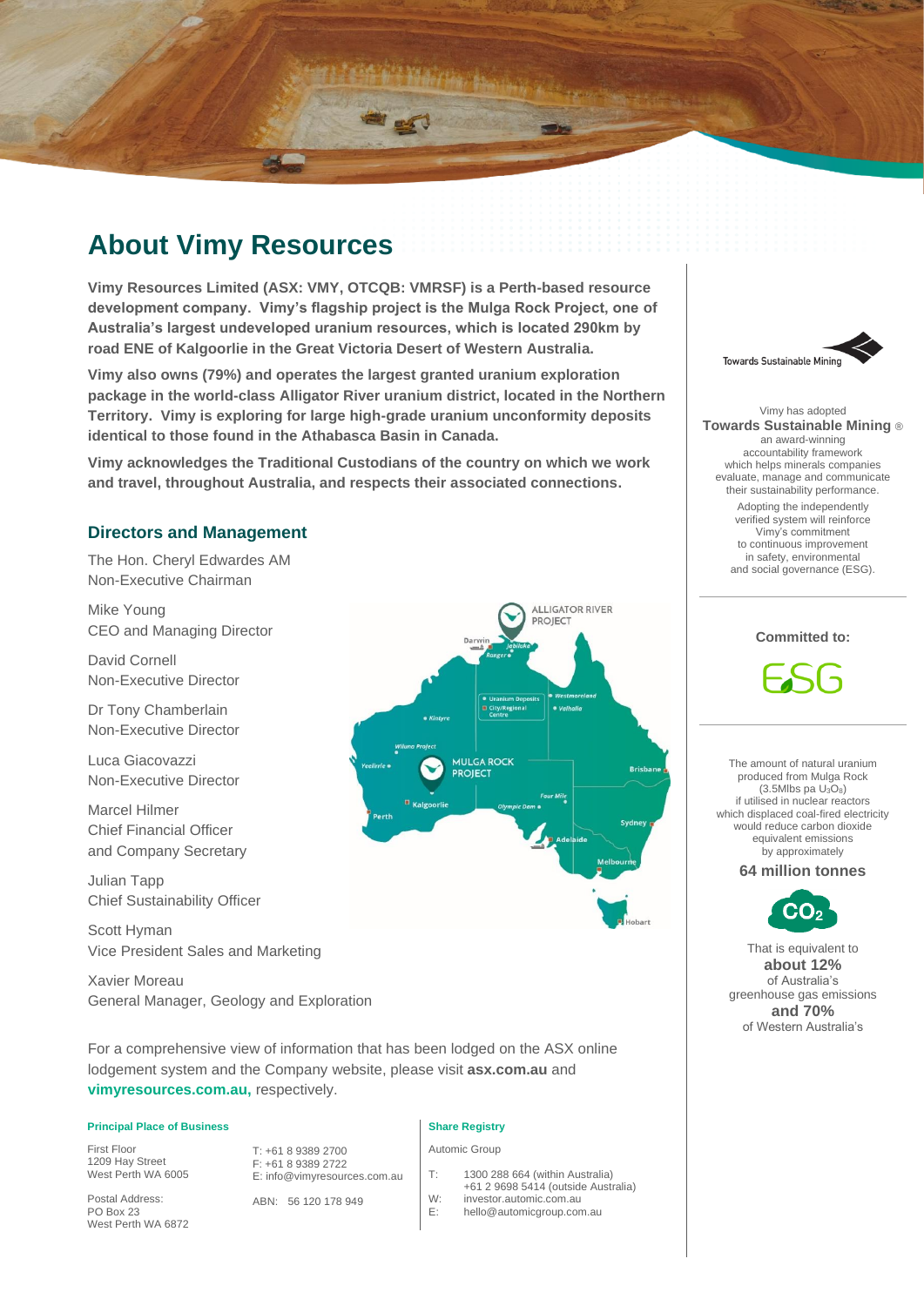# About Vimy Resources

**Vimy Resources Limited (ASX: VMY, OTCQB: VMRSF) is a Perth-based resource development company. Vimy's flagship project is the Mulga Rock Project, one of Australia's largest undeveloped uranium resources, which is located 290km by road ENE of Kalgoorlie in the Great Victoria Desert of Western Australia.**

**Vimy also owns (79%) and operates the largest granted uranium exploration package in the world-class Alligator River uranium district, located in the Northern Territory. Vimy is exploring for large high-grade uranium unconformity deposits identical to those found in the Athabasca Basin in Canada.**

**Vimy acknowledges the Traditional Custodians of the country on which we work and travel, throughout Australia, and respects their associated connections.**

## Directors and Management

The Hon. Cheryl Edwardes AM
Non-Executive Chairman

Mike Young
CEO and Managing Director

David Cornell
Non-Executive Director

Dr Tony Chamberlain
Non-Executive Director

Luca Giacovazzi
Non-Executive Director

Marcel Hilmer
Chief Financial Officer
and Company Secretary

Julian Tapp
Chief Sustainability Officer

Scott Hyman
Vice President Sales and Marketing

Xavier Moreau
General Manager, Geology and Exploration

ALLIGATOR RIVER PROJECT
MULGA ROCK PROJECT
Darwin
Jabiluka
Ranger
Kintyre
Westmoreland
Valhalla
Uranium Deposits
City/Regional Centre
Wiluna Project
Yeelirrie
Kalgoorlie
Perth
Four Mile
Olympic Dam
Brisbane
Sydney
Adelaide
Melbourne
Hobart

For a comprehensive view of information that has been lodged on the ASX online lodgement system and the Company website, please visit **asx.com.au** and **vimyresources.com.au,** respectively.

**Principal Place of Business**

First Floor
1209 Hay Street
West Perth WA 6005

Postal Address:
PO Box 23
West Perth WA 6872

T: +61 8 9389 2700
F: +61 8 9389 2722
E: info@vimyresources.com.au

ABN: 56 120 178 949

**Share Registry**

Automic Group

T: 1300 288 664 (within Australia)
+61 2 9698 5414 (outside Australia)
W: investor.automic.com.au
E: hello@automicgroup.com.au

Towards Sustainable Mining

Vimy has adopted **Towards Sustainable Mining ®** an award-winning accountability framework which helps minerals companies evaluate, manage and communicate their sustainability performance.

Adopting the independently verified system will reinforce Vimy's commitment to continuous improvement in safety, environmental and social governance (ESG).

**Committed to:**

ESG

The amount of natural uranium produced from Mulga Rock (3.5Mlbs pa $U_3O_8$) if utilised in nuclear reactors which displaced coal-fired electricity would reduce carbon dioxide equivalent emissions by approximately

**64 million tonnes**

$CO_2$

That is equivalent to **about 12%** of Australia's greenhouse gas emissions **and 70%** of Western Australia's